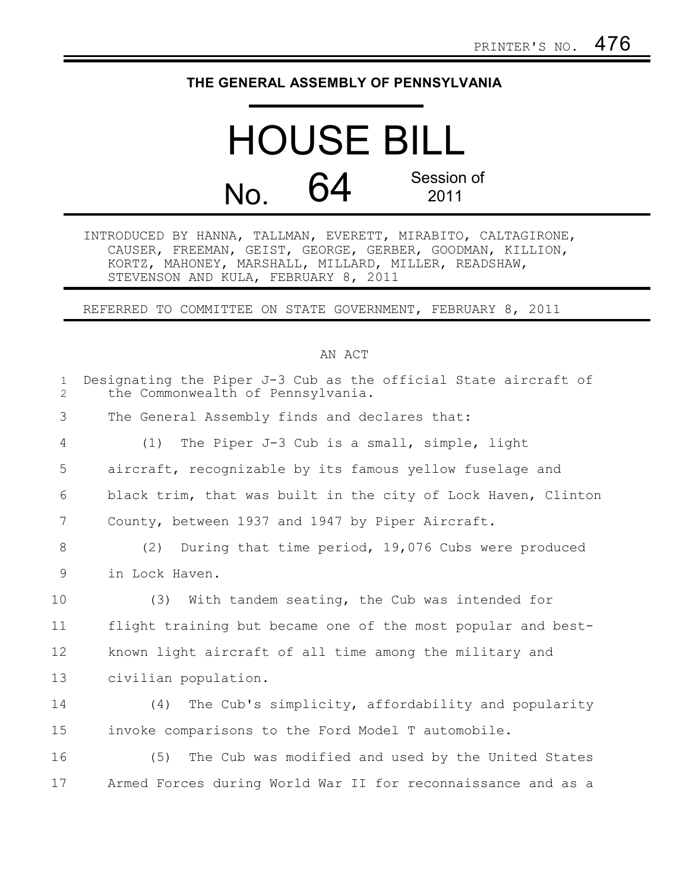PRINTER'S NO. 476

# THE GENERAL ASSEMBLY OF PENNSYLVANIA

# HOUSE BILL

## No. 64 Session of 2011

INTRODUCED BY HANNA, TALLMAN, EVERETT, MIRABITO, CALTAGIRONE, CAUSER, FREEMAN, GEIST, GEORGE, GERBER, GOODMAN, KILLION, KORTZ, MAHONEY, MARSHALL, MILLARD, MILLER, READSHAW, STEVENSON AND KULA, FEBRUARY 8, 2011

REFERRED TO COMMITTEE ON STATE GOVERNMENT, FEBRUARY 8, 2011

AN ACT

Designating the Piper J-3 Cub as the official State aircraft of the Commonwealth of Pennsylvania.

The General Assembly finds and declares that:

(1) The Piper J-3 Cub is a small, simple, light aircraft, recognizable by its famous yellow fuselage and black trim, that was built in the city of Lock Haven, Clinton County, between 1937 and 1947 by Piper Aircraft.

(2) During that time period, 19,076 Cubs were produced in Lock Haven.

(3) With tandem seating, the Cub was intended for flight training but became one of the most popular and best-known light aircraft of all time among the military and civilian population.

(4) The Cub's simplicity, affordability and popularity invoke comparisons to the Ford Model T automobile.

(5) The Cub was modified and used by the United States Armed Forces during World War II for reconnaissance and as a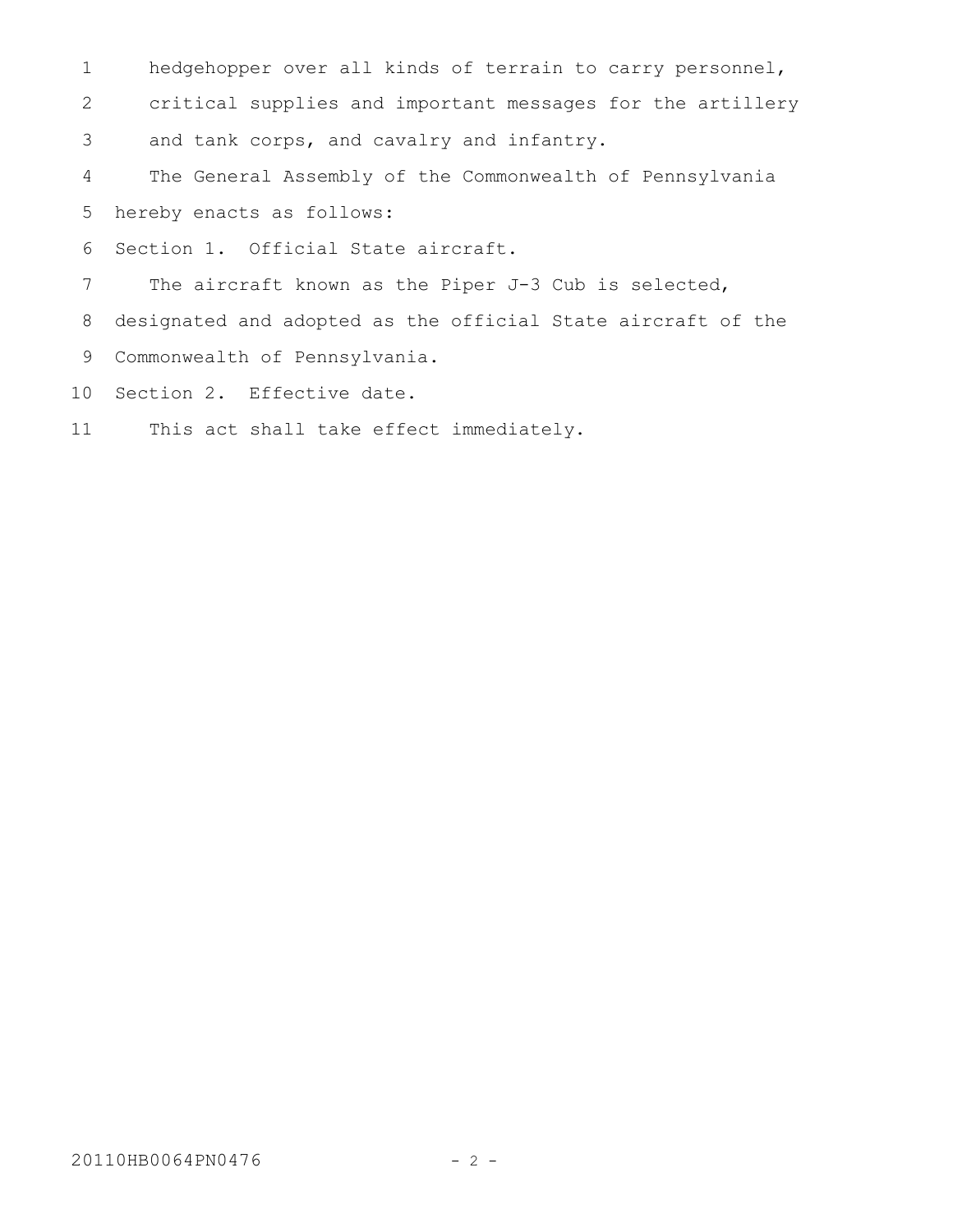hedgehopper over all kinds of terrain to carry personnel, critical supplies and important messages for the artillery and tank corps, and cavalry and infantry.

The General Assembly of the Commonwealth of Pennsylvania hereby enacts as follows:

Section 1. Official State aircraft.

The aircraft known as the Piper J-3 Cub is selected, designated and adopted as the official State aircraft of the Commonwealth of Pennsylvania.

Section 2. Effective date.

This act shall take effect immediately.